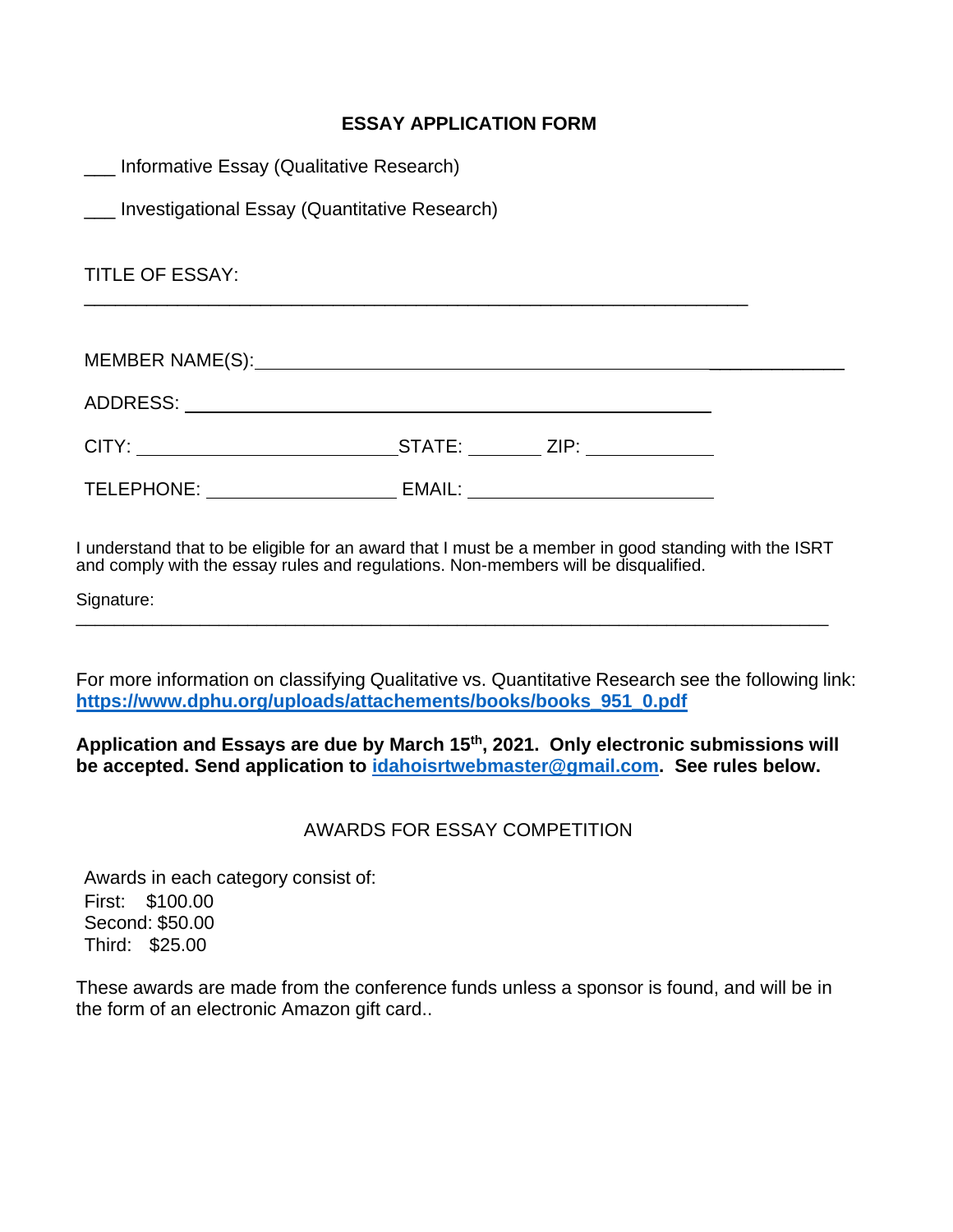## ESSAY APPLICATION FORM

___ Informative Essay (Qualitative Research)

___ Investigational Essay (Quantitative Research)

TITLE OF ESSAY: ________________________________________________________

MEMBER NAME(S): ________________________________________________________

ADDRESS: ________________________________________________________

CITY: ____________________ STATE: ________ ZIP: ____________

TELEPHONE: ____________________ EMAIL: ____________________

I understand that to be eligible for an award that I must be a member in good standing with the ISRT and comply with the essay rules and regulations. Non-members will be disqualified.

Signature: ________________________________________________________

For more information on classifying Qualitative vs. Quantitative Research see the following link: **https://www.dphu.org/uploads/attachements/books/books_951_0.pdf**

**Application and Essays are due by March 15th, 2021. Only electronic submissions will be accepted. Send application to idahoisrtwebmaster@gmail.com. See rules below.**

AWARDS FOR ESSAY COMPETITION

Awards in each category consist of:
First: $100.00
Second: $50.00
Third: $25.00

These awards are made from the conference funds unless a sponsor is found, and will be in the form of an electronic Amazon gift card..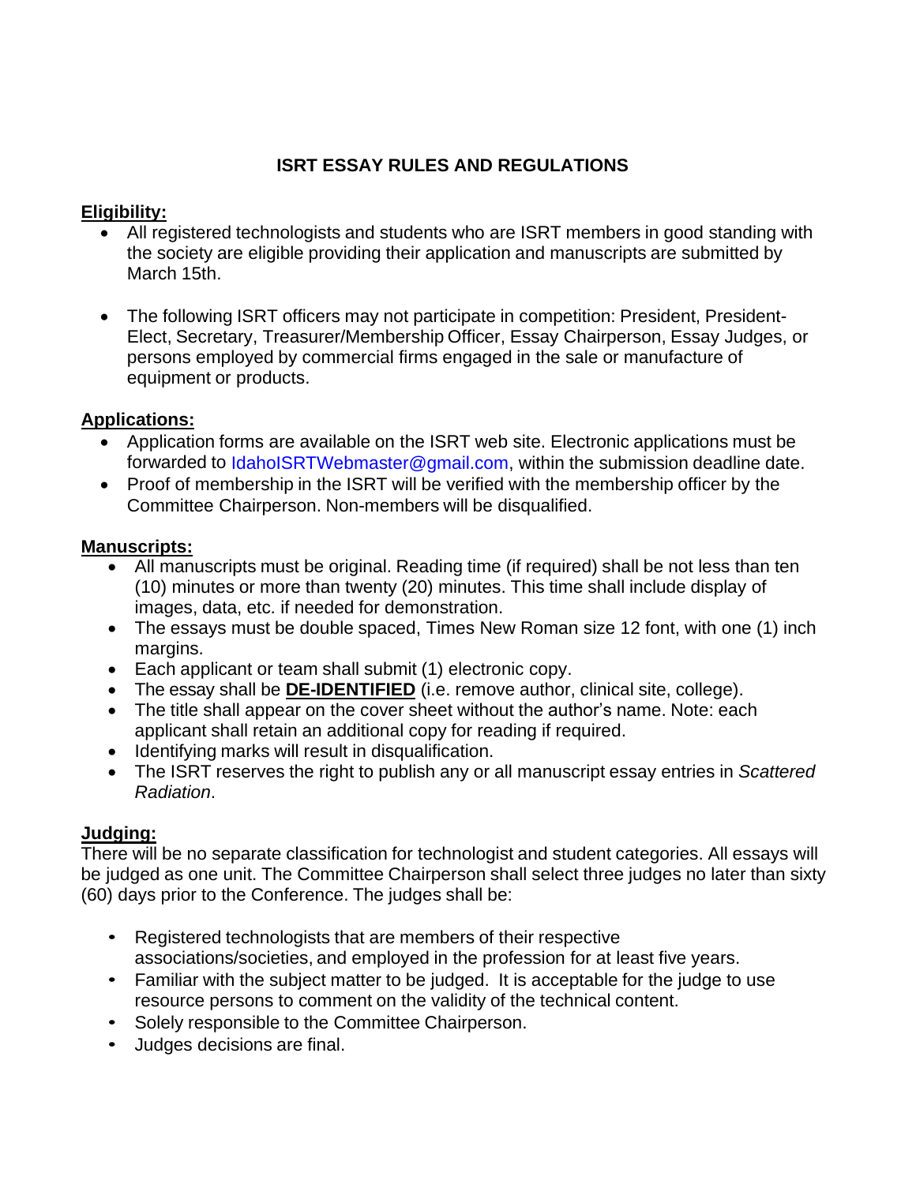# ISRT ESSAY RULES AND REGULATIONS

## Eligibility:

- All registered technologists and students who are ISRT members in good standing with the society are eligible providing their application and manuscripts are submitted by March 15th.
- The following ISRT officers may not participate in competition: President, President-Elect, Secretary, Treasurer/Membership Officer, Essay Chairperson, Essay Judges, or persons employed by commercial firms engaged in the sale or manufacture of equipment or products.

## Applications:

- Application forms are available on the ISRT web site. Electronic applications must be forwarded to IdahoISRTWebmaster@gmail.com, within the submission deadline date.
- Proof of membership in the ISRT will be verified with the membership officer by the Committee Chairperson. Non-members will be disqualified.

## Manuscripts:

- All manuscripts must be original. Reading time (if required) shall be not less than ten (10) minutes or more than twenty (20) minutes. This time shall include display of images, data, etc. if needed for demonstration.
- The essays must be double spaced, Times New Roman size 12 font, with one (1) inch margins.
- Each applicant or team shall submit (1) electronic copy.
- The essay shall be **DE-IDENTIFIED** (i.e. remove author, clinical site, college).
- The title shall appear on the cover sheet without the author's name. Note: each applicant shall retain an additional copy for reading if required.
- Identifying marks will result in disqualification.
- The ISRT reserves the right to publish any or all manuscript essay entries in *Scattered Radiation*.

## Judging:

There will be no separate classification for technologist and student categories. All essays will be judged as one unit. The Committee Chairperson shall select three judges no later than sixty (60) days prior to the Conference. The judges shall be:

- Registered technologists that are members of their respective associations/societies, and employed in the profession for at least five years.
- Familiar with the subject matter to be judged. It is acceptable for the judge to use resource persons to comment on the validity of the technical content.
- Solely responsible to the Committee Chairperson.
- Judges decisions are final.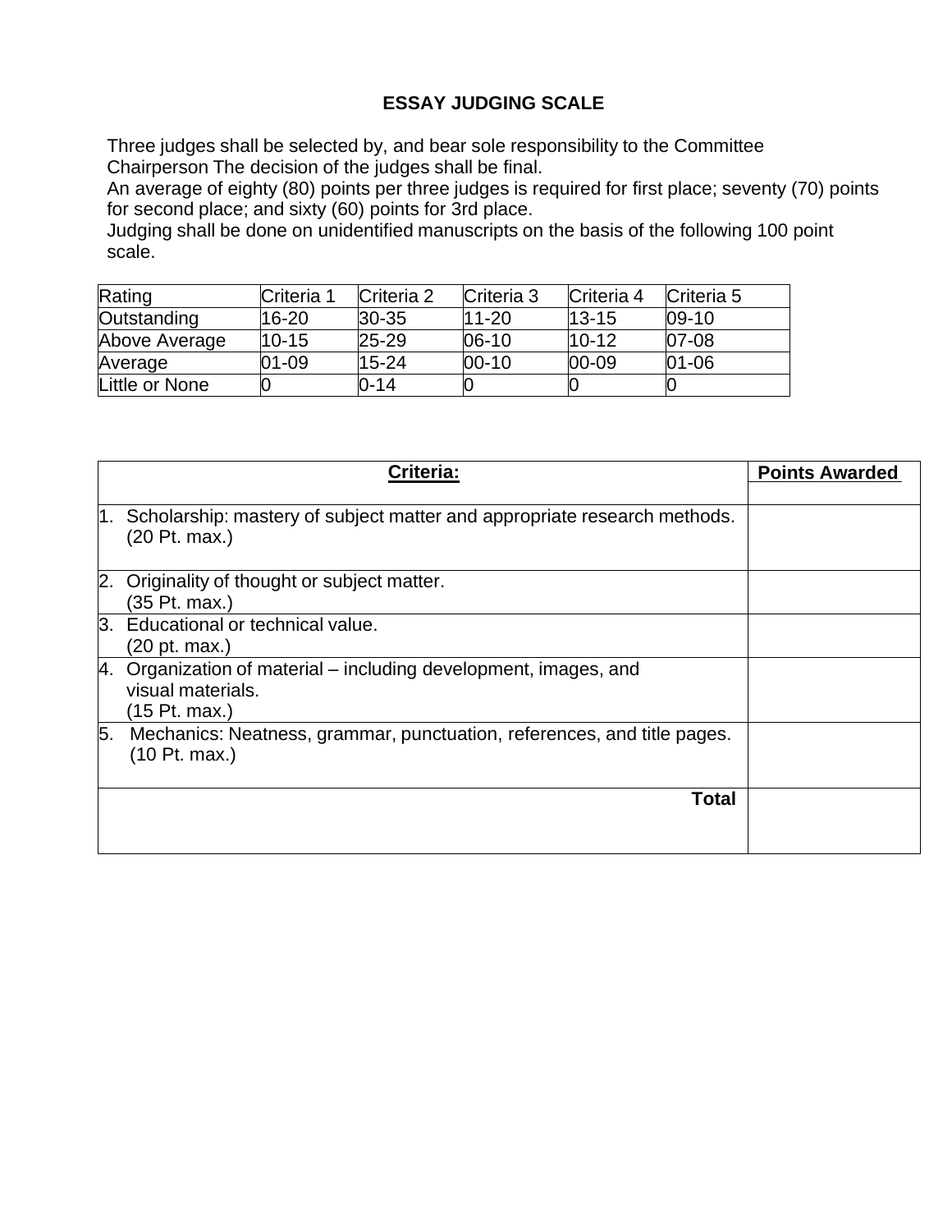# ESSAY JUDGING SCALE

Three judges shall be selected by, and bear sole responsibility to the Committee Chairperson The decision of the judges shall be final.

An average of eighty (80) points per three judges is required for first place; seventy (70) points for second place; and sixty (60) points for 3rd place.

Judging shall be done on unidentified manuscripts on the basis of the following 100 point scale.

| Rating | Criteria 1 | Criteria 2 | Criteria 3 | Criteria 4 | Criteria 5 |
|---|---|---|---|---|---|
| Outstanding | 16-20 | 30-35 | 11-20 | 13-15 | 09-10 |
| Above Average | 10-15 | 25-29 | 06-10 | 10-12 | 07-08 |
| Average | 01-09 | 15-24 | 00-10 | 00-09 | 01-06 |
| Little or None | 0 | 0-14 | 0 | 0 | 0 |

| **Criteria:** | **Points Awarded** |
|---|---|
| 1. Scholarship: mastery of subject matter and appropriate research methods. (20 Pt. max.) | |
| 2. Originality of thought or subject matter. (35 Pt. max.) | |
| 3. Educational or technical value. (20 pt. max.) | |
| 4. Organization of material – including development, images, and visual materials. (15 Pt. max.) | |
| 5. Mechanics: Neatness, grammar, punctuation, references, and title pages. (10 Pt. max.) | |
| **Total** | |